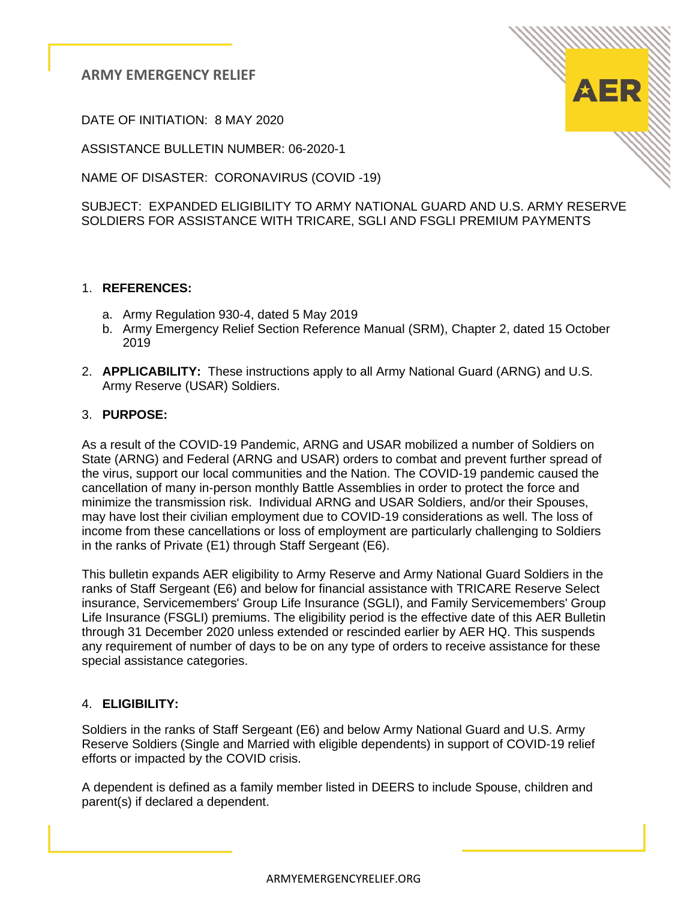# ARMY EMERGENCY RELIEF

DATE OF INITIATION: 8 MAY 2020

ASSISTANCE BULLETIN NUMBER: 06-2020-1

NAME OF DISASTER: CORONAVIRUS (COVID -19)

SUBJECT: EXPANDED ELIGIBILITY TO ARMY NATIONAL GUARD AND U.S. ARMY RESERVE SOLDIERS FOR ASSISTANCE WITH TRICARE, SGLI AND FSGLI PREMIUM PAYMENTS

1. **REFERENCES:**
   a. Army Regulation 930-4, dated 5 May 2019
   b. Army Emergency Relief Section Reference Manual (SRM), Chapter 2, dated 15 October 2019

2. **APPLICABILITY:** These instructions apply to all Army National Guard (ARNG) and U.S. Army Reserve (USAR) Soldiers.

3. **PURPOSE:**

As a result of the COVID-19 Pandemic, ARNG and USAR mobilized a number of Soldiers on State (ARNG) and Federal (ARNG and USAR) orders to combat and prevent further spread of the virus, support our local communities and the Nation. The COVID-19 pandemic caused the cancellation of many in-person monthly Battle Assemblies in order to protect the force and minimize the transmission risk. Individual ARNG and USAR Soldiers, and/or their Spouses, may have lost their civilian employment due to COVID-19 considerations as well. The loss of income from these cancellations or loss of employment are particularly challenging to Soldiers in the ranks of Private (E1) through Staff Sergeant (E6).

This bulletin expands AER eligibility to Army Reserve and Army National Guard Soldiers in the ranks of Staff Sergeant (E6) and below for financial assistance with TRICARE Reserve Select insurance, Servicemembers' Group Life Insurance (SGLI), and Family Servicemembers' Group Life Insurance (FSGLI) premiums. The eligibility period is the effective date of this AER Bulletin through 31 December 2020 unless extended or rescinded earlier by AER HQ. This suspends any requirement of number of days to be on any type of orders to receive assistance for these special assistance categories.

4. **ELIGIBILITY:**

Soldiers in the ranks of Staff Sergeant (E6) and below Army National Guard and U.S. Army Reserve Soldiers (Single and Married with eligible dependents) in support of COVID-19 relief efforts or impacted by the COVID crisis.

A dependent is defined as a family member listed in DEERS to include Spouse, children and parent(s) if declared a dependent.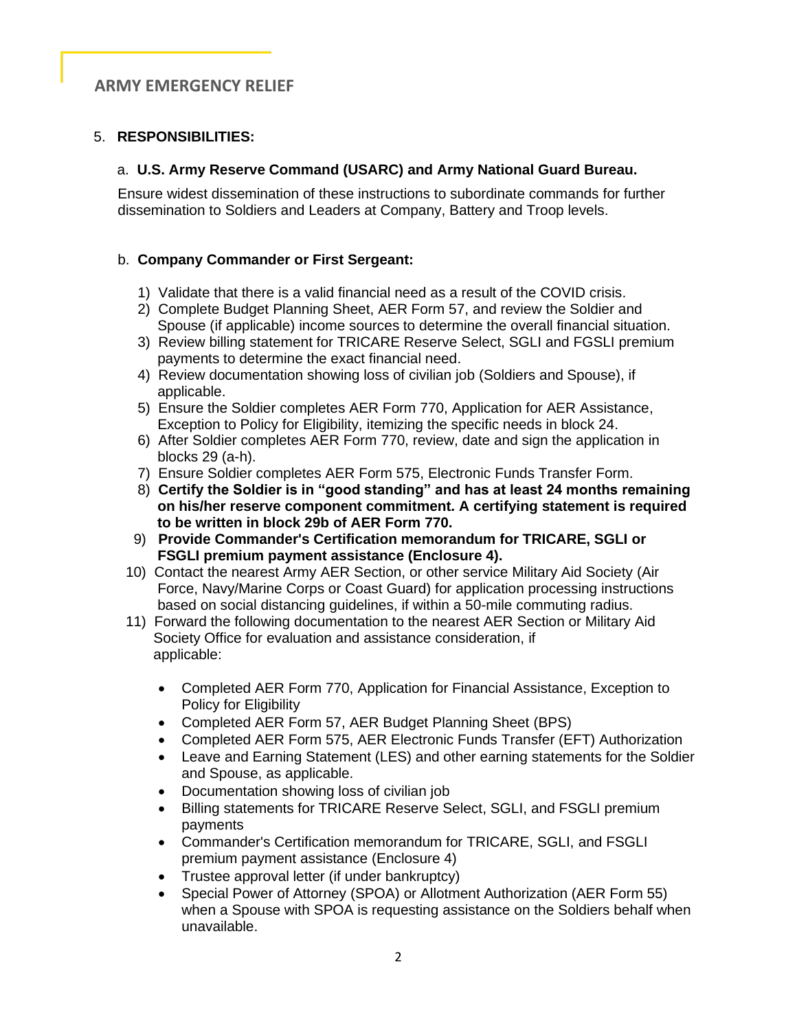## ARMY EMERGENCY RELIEF

5. **RESPONSIBILITIES:**

a. **U.S. Army Reserve Command (USARC) and Army National Guard Bureau.**

Ensure widest dissemination of these instructions to subordinate commands for further dissemination to Soldiers and Leaders at Company, Battery and Troop levels.

b. **Company Commander or First Sergeant:**

1) Validate that there is a valid financial need as a result of the COVID crisis.
2) Complete Budget Planning Sheet, AER Form 57, and review the Soldier and Spouse (if applicable) income sources to determine the overall financial situation.
3) Review billing statement for TRICARE Reserve Select, SGLI and FGSLI premium payments to determine the exact financial need.
4) Review documentation showing loss of civilian job (Soldiers and Spouse), if applicable.
5) Ensure the Soldier completes AER Form 770, Application for AER Assistance, Exception to Policy for Eligibility, itemizing the specific needs in block 24.
6) After Soldier completes AER Form 770, review, date and sign the application in blocks 29 (a-h).
7) Ensure Soldier completes AER Form 575, Electronic Funds Transfer Form.
8) **Certify the Soldier is in "good standing" and has at least 24 months remaining on his/her reserve component commitment. A certifying statement is required to be written in block 29b of AER Form 770.**
9) **Provide Commander's Certification memorandum for TRICARE, SGLI or FSGLI premium payment assistance (Enclosure 4).**
10) Contact the nearest Army AER Section, or other service Military Aid Society (Air Force, Navy/Marine Corps or Coast Guard) for application processing instructions based on social distancing guidelines, if within a 50-mile commuting radius.
11) Forward the following documentation to the nearest AER Section or Military Aid Society Office for evaluation and assistance consideration, if applicable:

   - Completed AER Form 770, Application for Financial Assistance, Exception to Policy for Eligibility
   - Completed AER Form 57, AER Budget Planning Sheet (BPS)
   - Completed AER Form 575, AER Electronic Funds Transfer (EFT) Authorization
   - Leave and Earning Statement (LES) and other earning statements for the Soldier and Spouse, as applicable.
   - Documentation showing loss of civilian job
   - Billing statements for TRICARE Reserve Select, SGLI, and FSGLI premium payments
   - Commander's Certification memorandum for TRICARE, SGLI, and FSGLI premium payment assistance (Enclosure 4)
   - Trustee approval letter (if under bankruptcy)
   - Special Power of Attorney (SPOA) or Allotment Authorization (AER Form 55) when a Spouse with SPOA is requesting assistance on the Soldiers behalf when unavailable.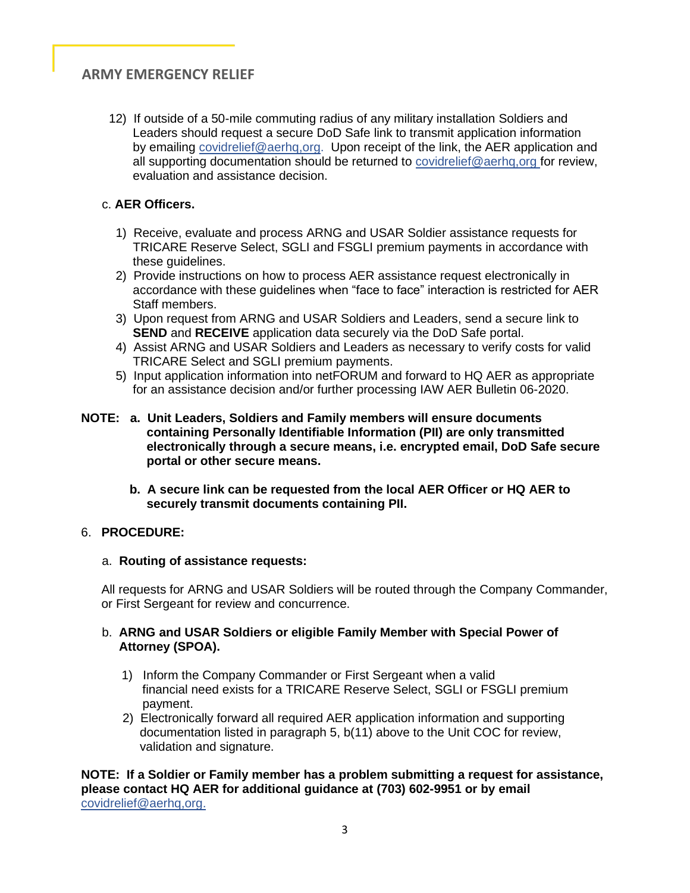12) If outside of a 50-mile commuting radius of any military installation Soldiers and Leaders should request a secure DoD Safe link to transmit application information by emailing covidrelief@aerhq,org. Upon receipt of the link, the AER application and all supporting documentation should be returned to covidrelief@aerhq,org for review, evaluation and assistance decision.

c. **AER Officers.**

1) Receive, evaluate and process ARNG and USAR Soldier assistance requests for TRICARE Reserve Select, SGLI and FSGLI premium payments in accordance with these guidelines.
2) Provide instructions on how to process AER assistance request electronically in accordance with these guidelines when "face to face" interaction is restricted for AER Staff members.
3) Upon request from ARNG and USAR Soldiers and Leaders, send a secure link to **SEND** and **RECEIVE** application data securely via the DoD Safe portal.
4) Assist ARNG and USAR Soldiers and Leaders as necessary to verify costs for valid TRICARE Select and SGLI premium payments.
5) Input application information into netFORUM and forward to HQ AER as appropriate for an assistance decision and/or further processing IAW AER Bulletin 06-2020.

**NOTE: a. Unit Leaders, Soldiers and Family members will ensure documents containing Personally Identifiable Information (PII) are only transmitted electronically through a secure means, i.e. encrypted email, DoD Safe secure portal or other secure means.**

**b. A secure link can be requested from the local AER Officer or HQ AER to securely transmit documents containing PII.**

6. **PROCEDURE:**

a. **Routing of assistance requests:**

All requests for ARNG and USAR Soldiers will be routed through the Company Commander, or First Sergeant for review and concurrence.

b. **ARNG and USAR Soldiers or eligible Family Member with Special Power of Attorney (SPOA).**

1) Inform the Company Commander or First Sergeant when a valid financial need exists for a TRICARE Reserve Select, SGLI or FSGLI premium payment.
2) Electronically forward all required AER application information and supporting documentation listed in paragraph 5, b(11) above to the Unit COC for review, validation and signature.

**NOTE: If a Soldier or Family member has a problem submitting a request for assistance, please contact HQ AER for additional guidance at (703) 602-9951 or by email** covidrelief@aerhq,org.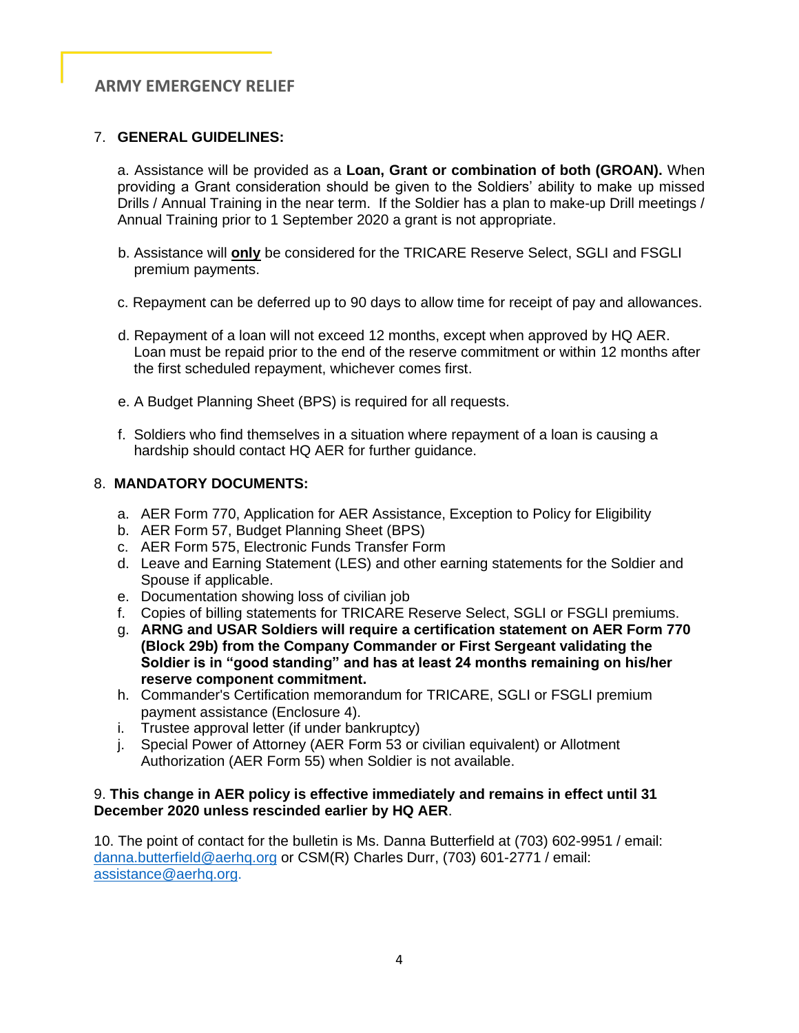7. **GENERAL GUIDELINES:**

a. Assistance will be provided as a **Loan, Grant or combination of both (GROAN).** When providing a Grant consideration should be given to the Soldiers' ability to make up missed Drills / Annual Training in the near term. If the Soldier has a plan to make-up Drill meetings / Annual Training prior to 1 September 2020 a grant is not appropriate.

b. Assistance will **<u>only</u>** be considered for the TRICARE Reserve Select, SGLI and FSGLI premium payments.

c. Repayment can be deferred up to 90 days to allow time for receipt of pay and allowances.

d. Repayment of a loan will not exceed 12 months, except when approved by HQ AER. Loan must be repaid prior to the end of the reserve commitment or within 12 months after the first scheduled repayment, whichever comes first.

e. A Budget Planning Sheet (BPS) is required for all requests.

f. Soldiers who find themselves in a situation where repayment of a loan is causing a hardship should contact HQ AER for further guidance.

8. **MANDATORY DOCUMENTS:**

a. AER Form 770, Application for AER Assistance, Exception to Policy for Eligibility
b. AER Form 57, Budget Planning Sheet (BPS)
c. AER Form 575, Electronic Funds Transfer Form
d. Leave and Earning Statement (LES) and other earning statements for the Soldier and Spouse if applicable.
e. Documentation showing loss of civilian job
f. Copies of billing statements for TRICARE Reserve Select, SGLI or FSGLI premiums.
g. **ARNG and USAR Soldiers will require a certification statement on AER Form 770 (Block 29b) from the Company Commander or First Sergeant validating the Soldier is in "good standing" and has at least 24 months remaining on his/her reserve component commitment.**
h. Commander's Certification memorandum for TRICARE, SGLI or FSGLI premium payment assistance (Enclosure 4).
i. Trustee approval letter (if under bankruptcy)
j. Special Power of Attorney (AER Form 53 or civilian equivalent) or Allotment Authorization (AER Form 55) when Soldier is not available.

9. **This change in AER policy is effective immediately and remains in effect until 31 December 2020 unless rescinded earlier by HQ AER**.

10. The point of contact for the bulletin is Ms. Danna Butterfield at (703) 602-9951 / email: danna.butterfield@aerhq.org or CSM(R) Charles Durr, (703) 601-2771 / email: assistance@aerhq.org.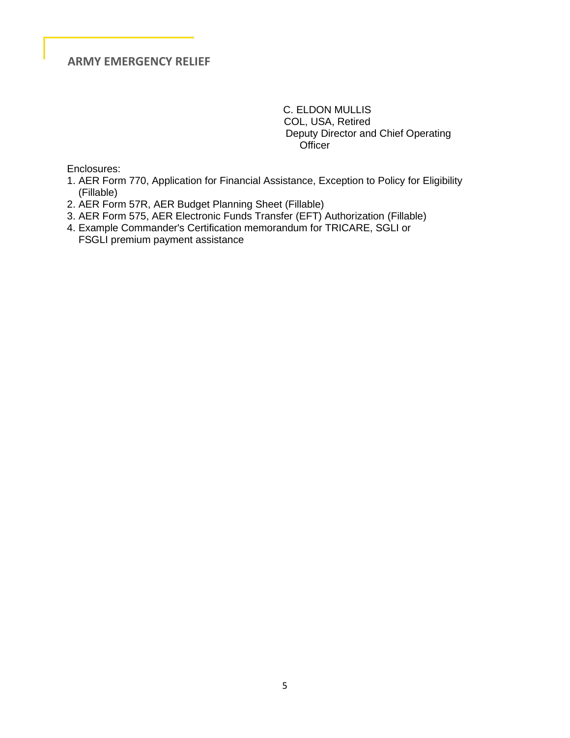C. ELDON MULLIS
COL, USA, Retired
Deputy Director and Chief Operating Officer

Enclosures:

1. AER Form 770, Application for Financial Assistance, Exception to Policy for Eligibility (Fillable)
2. AER Form 57R, AER Budget Planning Sheet (Fillable)
3. AER Form 575, AER Electronic Funds Transfer (EFT) Authorization (Fillable)
4. Example Commander's Certification memorandum for TRICARE, SGLI or FSGLI premium payment assistance